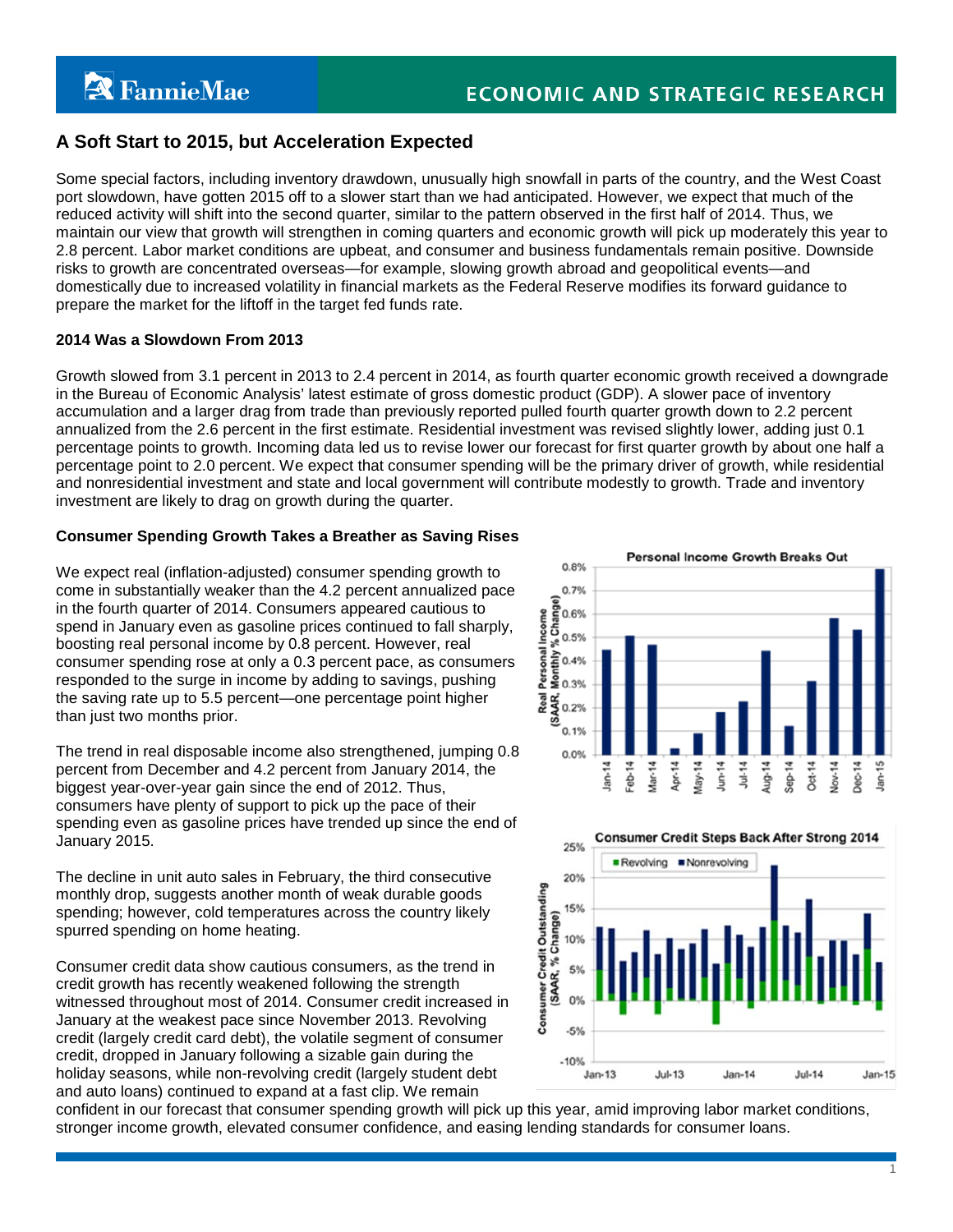# A Soft Start to 2015, but Acceleration Expected

Some special factors, including inventory drawdown, unusually high snowfall in parts of the country, and the West Coast port slowdown, have gotten 2015 off to a slower start than we had anticipated. However, we expect that much of the reduced activity will shift into the second quarter, similar to the pattern observed in the first half of 2014. Thus, we maintain our view that growth will strengthen in coming quarters and economic growth will pick up moderately this year to 2.8 percent. Labor market conditions are upbeat, and consumer and business fundamentals remain positive. Downside risks to growth are concentrated overseas—for example, slowing growth abroad and geopolitical events—and domestically due to increased volatility in financial markets as the Federal Reserve modifies its forward guidance to prepare the market for the liftoff in the target fed funds rate.

### 2014 Was a Slowdown From 2013

Growth slowed from 3.1 percent in 2013 to 2.4 percent in 2014, as fourth quarter economic growth received a downgrade in the Bureau of Economic Analysis' latest estimate of gross domestic product (GDP). A slower pace of inventory accumulation and a larger drag from trade than previously reported pulled fourth quarter growth down to 2.2 percent annualized from the 2.6 percent in the first estimate. Residential investment was revised slightly lower, adding just 0.1 percentage points to growth. Incoming data led us to revise lower our forecast for first quarter growth by about one half a percentage point to 2.0 percent. We expect that consumer spending will be the primary driver of growth, while residential and nonresidential investment and state and local government will contribute modestly to growth. Trade and inventory investment are likely to drag on growth during the quarter.

### Consumer Spending Growth Takes a Breather as Saving Rises

We expect real (inflation-adjusted) consumer spending growth to come in substantially weaker than the 4.2 percent annualized pace in the fourth quarter of 2014. Consumers appeared cautious to spend in January even as gasoline prices continued to fall sharply, boosting real personal income by 0.8 percent. However, real consumer spending rose at only a 0.3 percent pace, as consumers responded to the surge in income by adding to savings, pushing the saving rate up to 5.5 percent—one percentage point higher than just two months prior.

The trend in real disposable income also strengthened, jumping 0.8 percent from December and 4.2 percent from January 2014, the biggest year-over-year gain since the end of 2012. Thus, consumers have plenty of support to pick up the pace of their spending even as gasoline prices have trended up since the end of January 2015.

The decline in unit auto sales in February, the third consecutive monthly drop, suggests another month of weak durable goods spending; however, cold temperatures across the country likely spurred spending on home heating.

Consumer credit data show cautious consumers, as the trend in credit growth has recently weakened following the strength witnessed throughout most of 2014. Consumer credit increased in January at the weakest pace since November 2013. Revolving credit (largely credit card debt), the volatile segment of consumer credit, dropped in January following a sizable gain during the holiday seasons, while non-revolving credit (largely student debt and auto loans) continued to expand at a fast clip. We remain confident in our forecast that consumer spending growth will pick up this year, amid improving labor market conditions, stronger income growth, elevated consumer confidence, and easing lending standards for consumer loans.

**Personal Income Growth Breaks Out**

**Consumer Credit Steps Back After Strong 2014**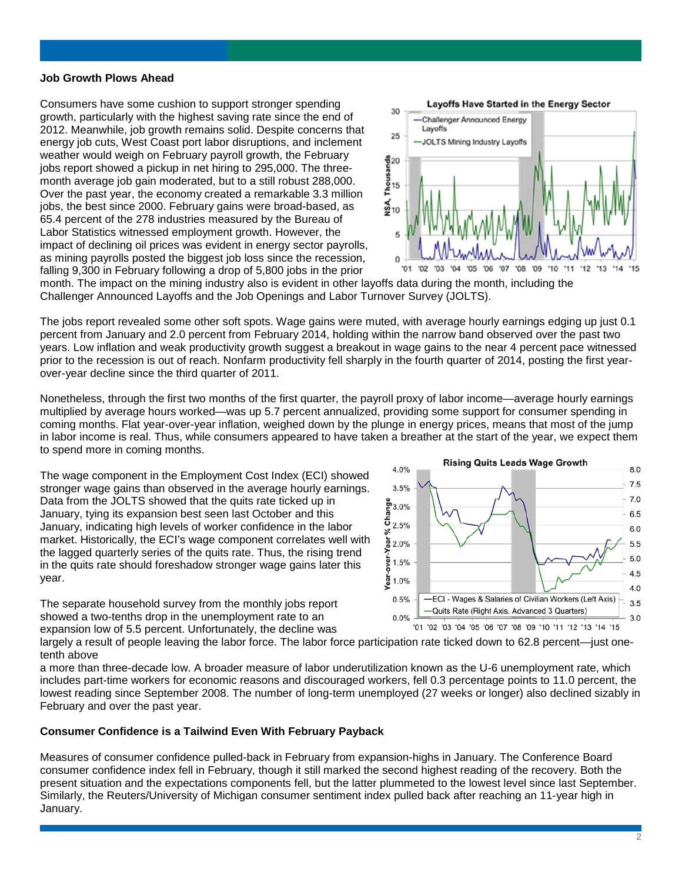### Job Growth Plows Ahead

Consumers have some cushion to support stronger spending growth, particularly with the highest saving rate since the end of 2012. Meanwhile, job growth remains solid. Despite concerns that energy job cuts, West Coast port labor disruptions, and inclement weather would weigh on February payroll growth, the February jobs report showed a pickup in net hiring to 295,000. The three-month average job gain moderated, but to a still robust 288,000. Over the past year, the economy created a remarkable 3.3 million jobs, the best since 2000. February gains were broad-based, as 65.4 percent of the 278 industries measured by the Bureau of Labor Statistics witnessed employment growth. However, the impact of declining oil prices was evident in energy sector payrolls, as mining payrolls posted the biggest job loss since the recession, falling 9,300 in February following a drop of 5,800 jobs in the prior month. The impact on the mining industry also is evident in other layoffs data during the month, including the Challenger Announced Layoffs and the Job Openings and Labor Turnover Survey (JOLTS).

The jobs report revealed some other soft spots. Wage gains were muted, with average hourly earnings edging up just 0.1 percent from January and 2.0 percent from February 2014, holding within the narrow band observed over the past two years. Low inflation and weak productivity growth suggest a breakout in wage gains to the near 4 percent pace witnessed prior to the recession is out of reach. Nonfarm productivity fell sharply in the fourth quarter of 2014, posting the first year-over-year decline since the third quarter of 2011.

Nonetheless, through the first two months of the first quarter, the payroll proxy of labor income—average hourly earnings multiplied by average hours worked—was up 5.7 percent annualized, providing some support for consumer spending in coming months. Flat year-over-year inflation, weighed down by the plunge in energy prices, means that most of the jump in labor income is real. Thus, while consumers appeared to have taken a breather at the start of the year, we expect them to spend more in coming months.

The wage component in the Employment Cost Index (ECI) showed stronger wage gains than observed in the average hourly earnings. Data from the JOLTS showed that the quits rate ticked up in January, tying its expansion best seen last October and this January, indicating high levels of worker confidence in the labor market. Historically, the ECI's wage component correlates well with the lagged quarterly series of the quits rate. Thus, the rising trend in the quits rate should foreshadow stronger wage gains later this year.

The separate household survey from the monthly jobs report showed a two-tenths drop in the unemployment rate to an expansion low of 5.5 percent. Unfortunately, the decline was largely a result of people leaving the labor force. The labor force participation rate ticked down to 62.8 percent—just one-tenth above a more than three-decade low. A broader measure of labor underutilization known as the U-6 unemployment rate, which includes part-time workers for economic reasons and discouraged workers, fell 0.3 percentage points to 11.0 percent, the lowest reading since September 2008. The number of long-term unemployed (27 weeks or longer) also declined sizably in February and over the past year.

### Consumer Confidence is a Tailwind Even With February Payback

Measures of consumer confidence pulled-back in February from expansion-highs in January. The Conference Board consumer confidence index fell in February, though it still marked the second highest reading of the recovery. Both the present situation and the expectations components fell, but the latter plummeted to the lowest level since last September. Similarly, the Reuters/University of Michigan consumer sentiment index pulled back after reaching an 11-year high in January.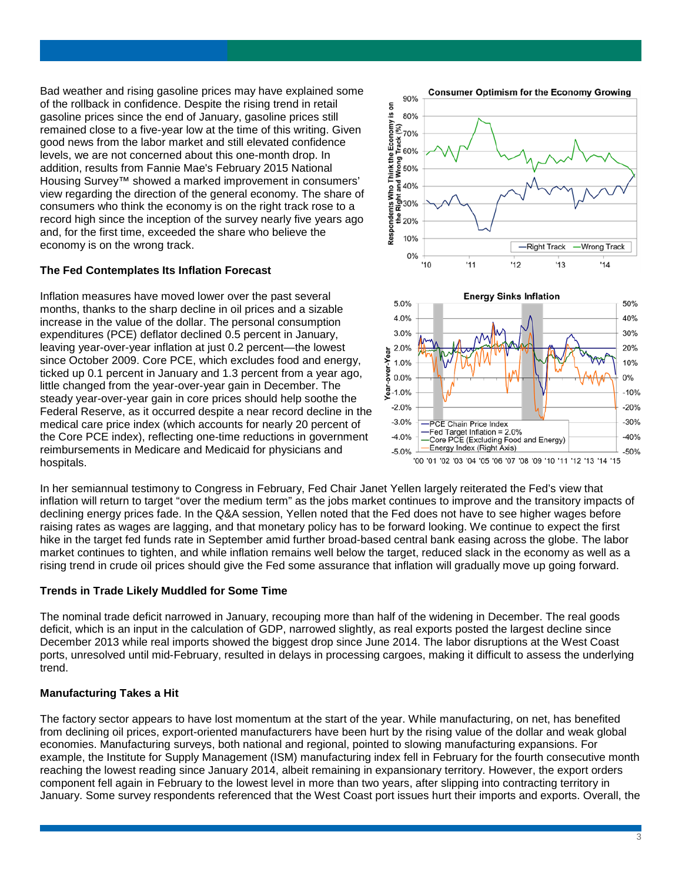Bad weather and rising gasoline prices may have explained some of the rollback in confidence. Despite the rising trend in retail gasoline prices since the end of January, gasoline prices still remained close to a five-year low at the time of this writing. Given good news from the labor market and still elevated confidence levels, we are not concerned about this one-month drop. In addition, results from Fannie Mae's February 2015 National Housing Survey™ showed a marked improvement in consumers' view regarding the direction of the general economy. The share of consumers who think the economy is on the right track rose to a record high since the inception of the survey nearly five years ago and, for the first time, exceeded the share who believe the economy is on the wrong track.

### The Fed Contemplates Its Inflation Forecast

Inflation measures have moved lower over the past several months, thanks to the sharp decline in oil prices and a sizable increase in the value of the dollar. The personal consumption expenditures (PCE) deflator declined 0.5 percent in January, leaving year-over-year inflation at just 0.2 percent—the lowest since October 2009. Core PCE, which excludes food and energy, ticked up 0.1 percent in January and 1.3 percent from a year ago, little changed from the year-over-year gain in December. The steady year-over-year gain in core prices should help soothe the Federal Reserve, as it occurred despite a near record decline in the medical care price index (which accounts for nearly 20 percent of the Core PCE index), reflecting one-time reductions in government reimbursements in Medicare and Medicaid for physicians and hospitals.

In her semiannual testimony to Congress in February, Fed Chair Janet Yellen largely reiterated the Fed's view that inflation will return to target "over the medium term" as the jobs market continues to improve and the transitory impacts of declining energy prices fade. In the Q&A session, Yellen noted that the Fed does not have to see higher wages before raising rates as wages are lagging, and that monetary policy has to be forward looking. We continue to expect the first hike in the target fed funds rate in September amid further broad-based central bank easing across the globe. The labor market continues to tighten, and while inflation remains well below the target, reduced slack in the economy as well as a rising trend in crude oil prices should give the Fed some assurance that inflation will gradually move up going forward.

### Trends in Trade Likely Muddled for Some Time

The nominal trade deficit narrowed in January, recouping more than half of the widening in December. The real goods deficit, which is an input in the calculation of GDP, narrowed slightly, as real exports posted the largest decline since December 2013 while real imports showed the biggest drop since June 2014. The labor disruptions at the West Coast ports, unresolved until mid-February, resulted in delays in processing cargoes, making it difficult to assess the underlying trend.

### Manufacturing Takes a Hit

The factory sector appears to have lost momentum at the start of the year. While manufacturing, on net, has benefited from declining oil prices, export-oriented manufacturers have been hurt by the rising value of the dollar and weak global economies. Manufacturing surveys, both national and regional, pointed to slowing manufacturing expansions. For example, the Institute for Supply Management (ISM) manufacturing index fell in February for the fourth consecutive month reaching the lowest reading since January 2014, albeit remaining in expansionary territory. However, the export orders component fell again in February to the lowest level in more than two years, after slipping into contracting territory in January. Some survey respondents referenced that the West Coast port issues hurt their imports and exports. Overall, the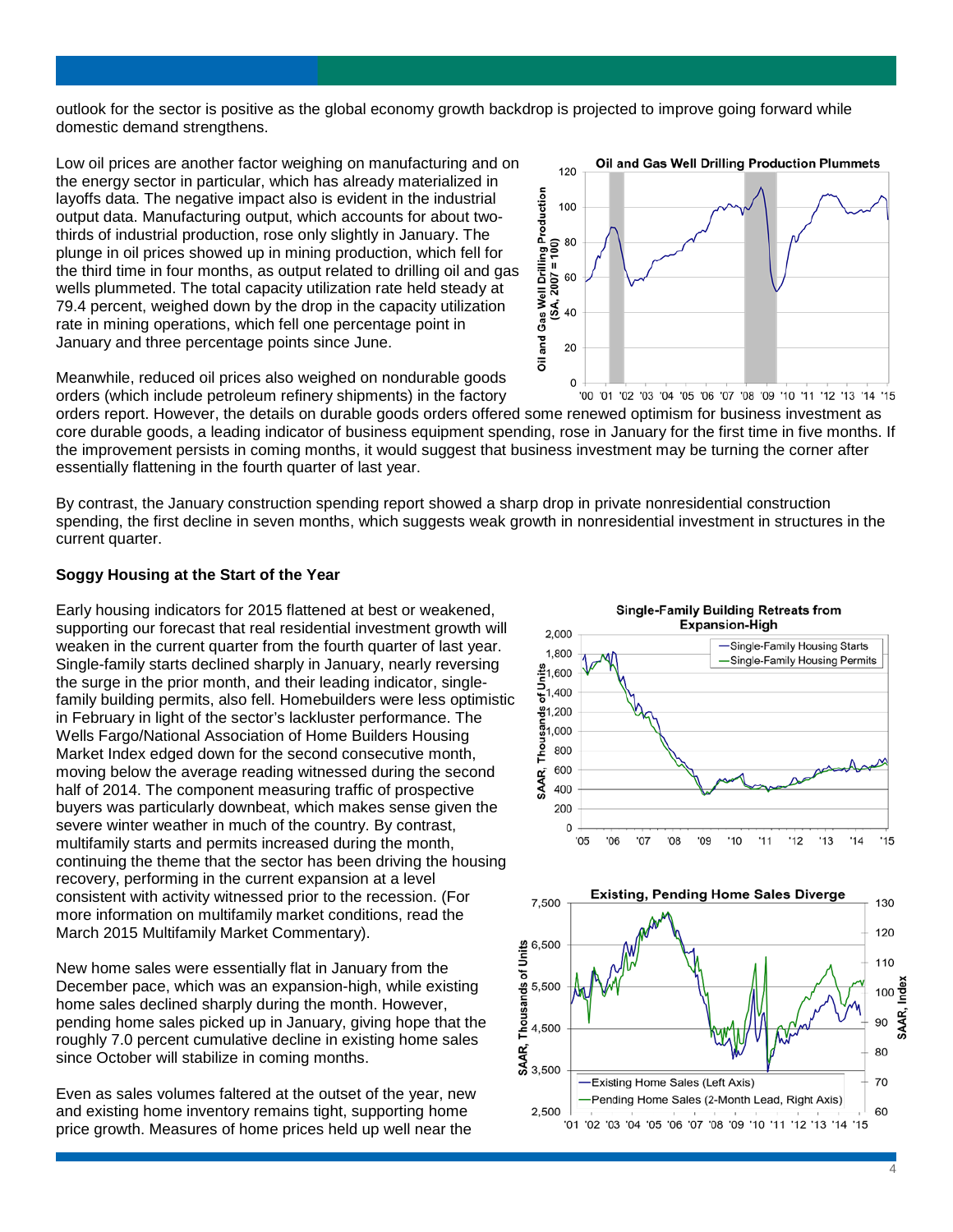outlook for the sector is positive as the global economy growth backdrop is projected to improve going forward while domestic demand strengthens.

Low oil prices are another factor weighing on manufacturing and on the energy sector in particular, which has already materialized in layoffs data. The negative impact also is evident in the industrial output data. Manufacturing output, which accounts for about two-thirds of industrial production, rose only slightly in January. The plunge in oil prices showed up in mining production, which fell for the third time in four months, as output related to drilling oil and gas wells plummeted. The total capacity utilization rate held steady at 79.4 percent, weighed down by the drop in the capacity utilization rate in mining operations, which fell one percentage point in January and three percentage points since June.

Meanwhile, reduced oil prices also weighed on nondurable goods orders (which include petroleum refinery shipments) in the factory orders report. However, the details on durable goods orders offered some renewed optimism for business investment as core durable goods, a leading indicator of business equipment spending, rose in January for the first time in five months. If the improvement persists in coming months, it would suggest that business investment may be turning the corner after essentially flattening in the fourth quarter of last year.

By contrast, the January construction spending report showed a sharp drop in private nonresidential construction spending, the first decline in seven months, which suggests weak growth in nonresidential investment in structures in the current quarter.

**Soggy Housing at the Start of the Year**

Early housing indicators for 2015 flattened at best or weakened, supporting our forecast that real residential investment growth will weaken in the current quarter from the fourth quarter of last year. Single-family starts declined sharply in January, nearly reversing the surge in the prior month, and their leading indicator, single-family building permits, also fell. Homebuilders were less optimistic in February in light of the sector's lackluster performance. The Wells Fargo/National Association of Home Builders Housing Market Index edged down for the second consecutive month, moving below the average reading witnessed during the second half of 2014. The component measuring traffic of prospective buyers was particularly downbeat, which makes sense given the severe winter weather in much of the country. By contrast, multifamily starts and permits increased during the month, continuing the theme that the sector has been driving the housing recovery, performing in the current expansion at a level consistent with activity witnessed prior to the recession. (For more information on multifamily market conditions, read the March 2015 Multifamily Market Commentary).

New home sales were essentially flat in January from the December pace, which was an expansion-high, while existing home sales declined sharply during the month. However, pending home sales picked up in January, giving hope that the roughly 7.0 percent cumulative decline in existing home sales since October will stabilize in coming months.

Even as sales volumes faltered at the outset of the year, new and existing home inventory remains tight, supporting home price growth. Measures of home prices held up well near the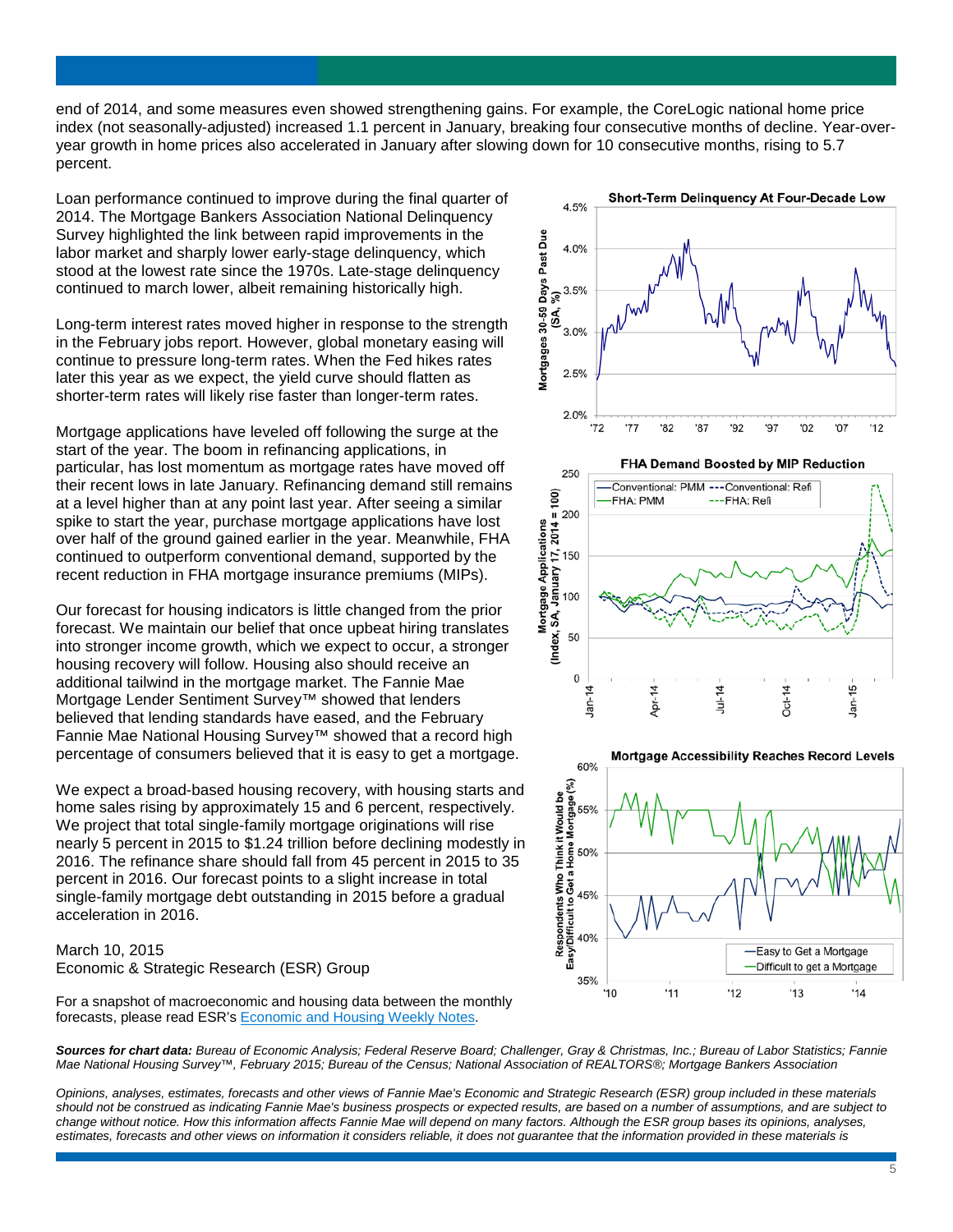end of 2014, and some measures even showed strengthening gains. For example, the CoreLogic national home price index (not seasonally-adjusted) increased 1.1 percent in January, breaking four consecutive months of decline. Year-over-year growth in home prices also accelerated in January after slowing down for 10 consecutive months, rising to 5.7 percent.

Loan performance continued to improve during the final quarter of 2014. The Mortgage Bankers Association National Delinquency Survey highlighted the link between rapid improvements in the labor market and sharply lower early-stage delinquency, which stood at the lowest rate since the 1970s. Late-stage delinquency continued to march lower, albeit remaining historically high.

Long-term interest rates moved higher in response to the strength in the February jobs report. However, global monetary easing will continue to pressure long-term rates. When the Fed hikes rates later this year as we expect, the yield curve should flatten as shorter-term rates will likely rise faster than longer-term rates.

Mortgage applications have leveled off following the surge at the start of the year. The boom in refinancing applications, in particular, has lost momentum as mortgage rates have moved off their recent lows in late January. Refinancing demand still remains at a level higher than at any point last year. After seeing a similar spike to start the year, purchase mortgage applications have lost over half of the ground gained earlier in the year. Meanwhile, FHA continued to outperform conventional demand, supported by the recent reduction in FHA mortgage insurance premiums (MIPs).

Our forecast for housing indicators is little changed from the prior forecast. We maintain our belief that once upbeat hiring translates into stronger income growth, which we expect to occur, a stronger housing recovery will follow. Housing also should receive an additional tailwind in the mortgage market. The Fannie Mae Mortgage Lender Sentiment Survey™ showed that lenders believed that lending standards have eased, and the February Fannie Mae National Housing Survey™ showed that a record high percentage of consumers believed that it is easy to get a mortgage.

We expect a broad-based housing recovery, with housing starts and home sales rising by approximately 15 and 6 percent, respectively. We project that total single-family mortgage originations will rise nearly 5 percent in 2015 to $1.24 trillion before declining modestly in 2016. The refinance share should fall from 45 percent in 2015 to 35 percent in 2016. Our forecast points to a slight increase in total single-family mortgage debt outstanding in 2015 before a gradual acceleration in 2016.

March 10, 2015
Economic & Strategic Research (ESR) Group

For a snapshot of macroeconomic and housing data between the monthly forecasts, please read ESR's [Economic and Housing Weekly Notes](#).

**Short-Term Delinquency At Four-Decade Low**

**FHA Demand Boosted by MIP Reduction**

**Mortgage Accessibility Reaches Record Levels**

***Sources for chart data:*** *Bureau of Economic Analysis; Federal Reserve Board; Challenger, Gray & Christmas, Inc.; Bureau of Labor Statistics; Fannie Mae National Housing Survey™, February 2015; Bureau of the Census; National Association of REALTORS®; Mortgage Bankers Association*

*Opinions, analyses, estimates, forecasts and other views of Fannie Mae's Economic and Strategic Research (ESR) group included in these materials should not be construed as indicating Fannie Mae's business prospects or expected results, are based on a number of assumptions, and are subject to change without notice. How this information affects Fannie Mae will depend on many factors. Although the ESR group bases its opinions, analyses, estimates, forecasts and other views on information it considers reliable, it does not guarantee that the information provided in these materials is*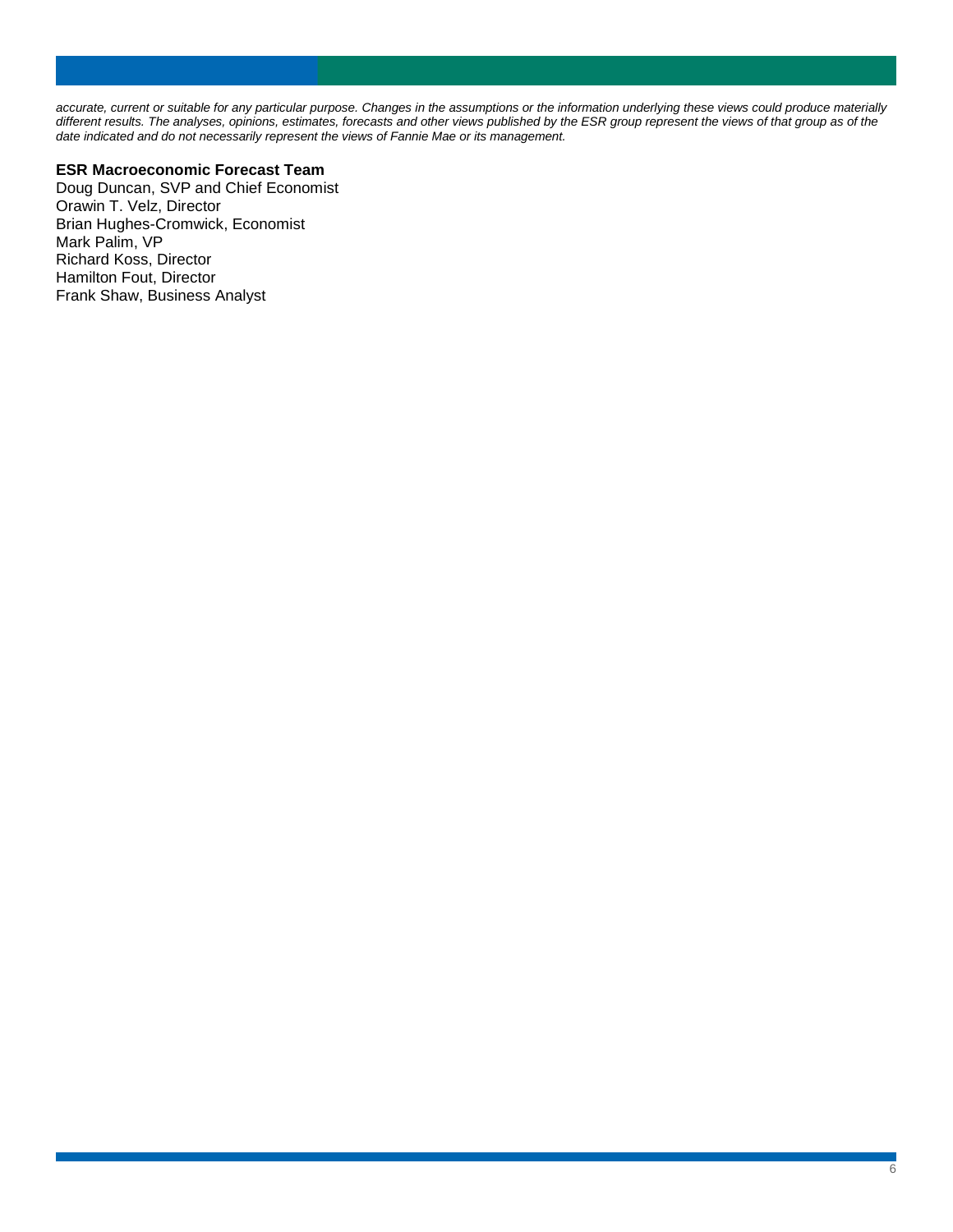*accurate, current or suitable for any particular purpose. Changes in the assumptions or the information underlying these views could produce materially different results. The analyses, opinions, estimates, forecasts and other views published by the ESR group represent the views of that group as of the date indicated and do not necessarily represent the views of Fannie Mae or its management.*

**ESR Macroeconomic Forecast Team**

Doug Duncan, SVP and Chief Economist
Orawin T. Velz, Director
Brian Hughes-Cromwick, Economist
Mark Palim, VP
Richard Koss, Director
Hamilton Fout, Director
Frank Shaw, Business Analyst